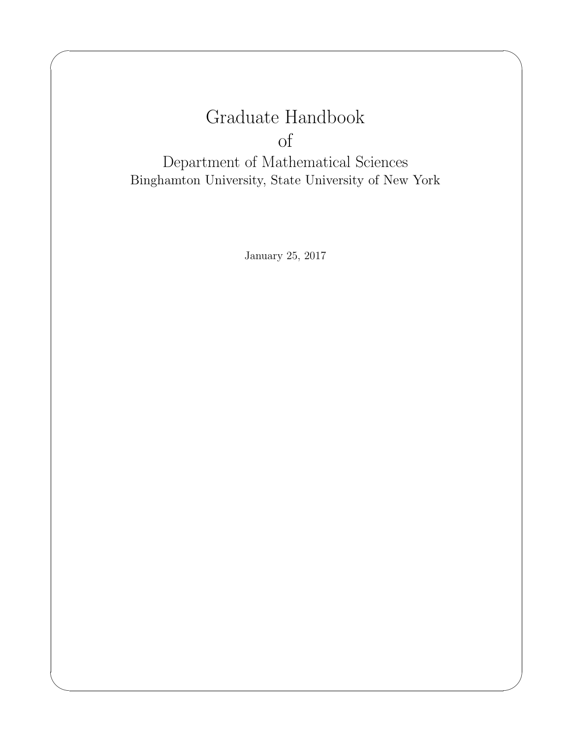# Graduate Handbook of

## Department of Mathematical Sciences

Binghamton University, State University of New York

January 25, 2017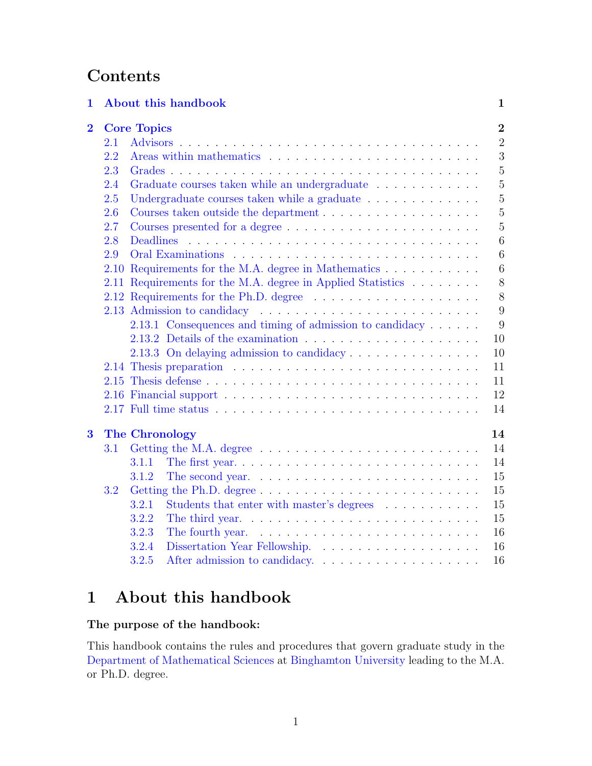# Contents

1 About this handbook — 1

2 Core Topics — 2
- 2.1 Advisors — 2
- 2.2 Areas within mathematics — 3
- 2.3 Grades — 5
- 2.4 Graduate courses taken while an undergraduate — 5
- 2.5 Undergraduate courses taken while a graduate — 5
- 2.6 Courses taken outside the department — 5
- 2.7 Courses presented for a degree — 5
- 2.8 Deadlines — 6
- 2.9 Oral Examinations — 6
- 2.10 Requirements for the M.A. degree in Mathematics — 6
- 2.11 Requirements for the M.A. degree in Applied Statistics — 8
- 2.12 Requirements for the Ph.D. degree — 8
- 2.13 Admission to candidacy — 9
  - 2.13.1 Consequences and timing of admission to candidacy — 9
  - 2.13.2 Details of the examination — 10
  - 2.13.3 On delaying admission to candidacy — 10
- 2.14 Thesis preparation — 11
- 2.15 Thesis defense — 11
- 2.16 Financial support — 12
- 2.17 Full time status — 14

3 The Chronology — 14
- 3.1 Getting the M.A. degree — 14
  - 3.1.1 The first year. — 14
  - 3.1.2 The second year. — 15
- 3.2 Getting the Ph.D. degree — 15
  - 3.2.1 Students that enter with master's degrees — 15
  - 3.2.2 The third year. — 15
  - 3.2.3 The fourth year. — 16
  - 3.2.4 Dissertation Year Fellowship. — 16
  - 3.2.5 After admission to candidacy. — 16

# 1 About this handbook

**The purpose of the handbook:**

This handbook contains the rules and procedures that govern graduate study in the Department of Mathematical Sciences at Binghamton University leading to the M.A. or Ph.D. degree.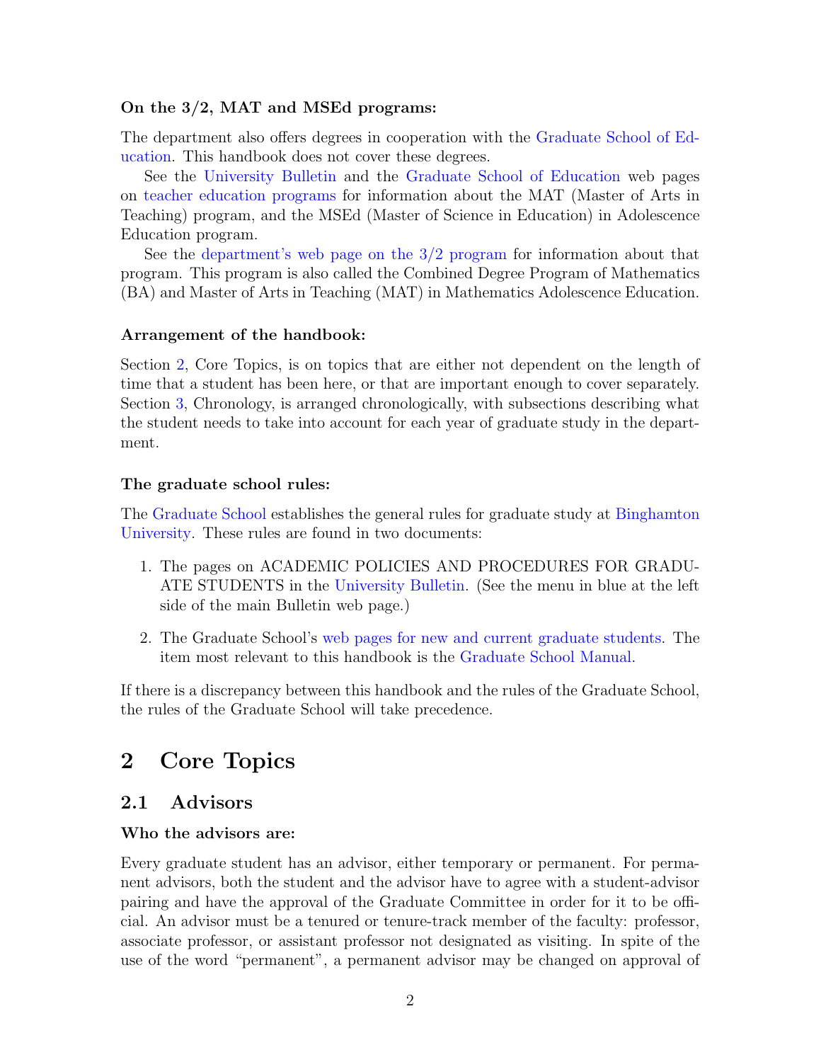**On the 3/2, MAT and MSEd programs:**

The department also offers degrees in cooperation with the Graduate School of Education. This handbook does not cover these degrees.

See the University Bulletin and the Graduate School of Education web pages on teacher education programs for information about the MAT (Master of Arts in Teaching) program, and the MSEd (Master of Science in Education) in Adolescence Education program.

See the department's web page on the 3/2 program for information about that program. This program is also called the Combined Degree Program of Mathematics (BA) and Master of Arts in Teaching (MAT) in Mathematics Adolescence Education.

**Arrangement of the handbook:**

Section 2, Core Topics, is on topics that are either not dependent on the length of time that a student has been here, or that are important enough to cover separately. Section 3, Chronology, is arranged chronologically, with subsections describing what the student needs to take into account for each year of graduate study in the department.

**The graduate school rules:**

The Graduate School establishes the general rules for graduate study at Binghamton University. These rules are found in two documents:

1. The pages on ACADEMIC POLICIES AND PROCEDURES FOR GRADUATE STUDENTS in the University Bulletin. (See the menu in blue at the left side of the main Bulletin web page.)
2. The Graduate School's web pages for new and current graduate students. The item most relevant to this handbook is the Graduate School Manual.

If there is a discrepancy between this handbook and the rules of the Graduate School, the rules of the Graduate School will take precedence.

# 2 Core Topics

## 2.1 Advisors

**Who the advisors are:**

Every graduate student has an advisor, either temporary or permanent. For permanent advisors, both the student and the advisor have to agree with a student-advisor pairing and have the approval of the Graduate Committee in order for it to be official. An advisor must be a tenured or tenure-track member of the faculty: professor, associate professor, or assistant professor not designated as visiting. In spite of the use of the word "permanent", a permanent advisor may be changed on approval of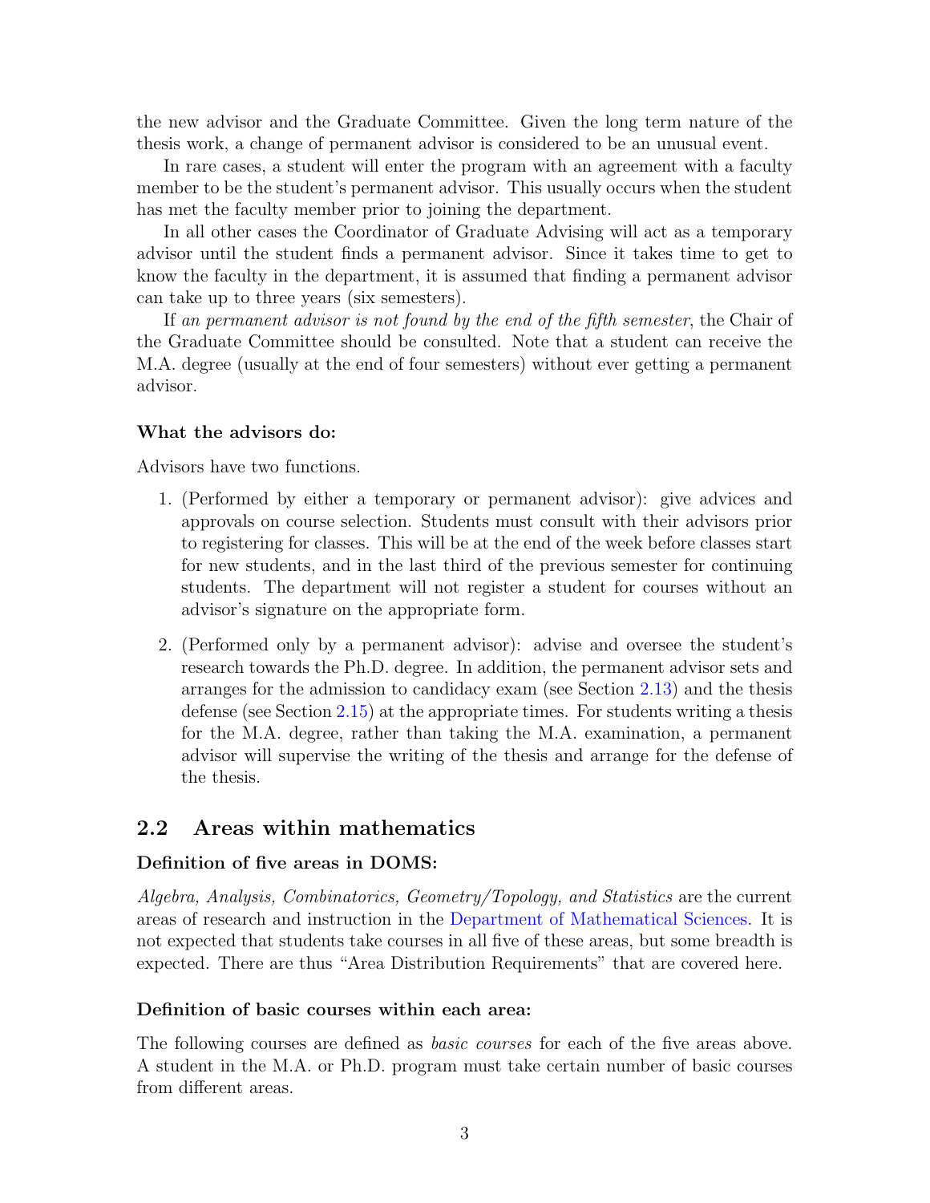the new advisor and the Graduate Committee. Given the long term nature of the thesis work, a change of permanent advisor is considered to be an unusual event.

In rare cases, a student will enter the program with an agreement with a faculty member to be the student's permanent advisor. This usually occurs when the student has met the faculty member prior to joining the department.

In all other cases the Coordinator of Graduate Advising will act as a temporary advisor until the student finds a permanent advisor. Since it takes time to get to know the faculty in the department, it is assumed that finding a permanent advisor can take up to three years (six semesters).

If *an permanent advisor is not found by the end of the fifth semester*, the Chair of the Graduate Committee should be consulted. Note that a student can receive the M.A. degree (usually at the end of four semesters) without ever getting a permanent advisor.

**What the advisors do:**

Advisors have two functions.

1. (Performed by either a temporary or permanent advisor): give advices and approvals on course selection. Students must consult with their advisors prior to registering for classes. This will be at the end of the week before classes start for new students, and in the last third of the previous semester for continuing students. The department will not register a student for courses without an advisor's signature on the appropriate form.

2. (Performed only by a permanent advisor): advise and oversee the student's research towards the Ph.D. degree. In addition, the permanent advisor sets and arranges for the admission to candidacy exam (see Section 2.13) and the thesis defense (see Section 2.15) at the appropriate times. For students writing a thesis for the M.A. degree, rather than taking the M.A. examination, a permanent advisor will supervise the writing of the thesis and arrange for the defense of the thesis.

## 2.2 Areas within mathematics

**Definition of five areas in DOMS:**

*Algebra, Analysis, Combinatorics, Geometry/Topology, and Statistics* are the current areas of research and instruction in the Department of Mathematical Sciences. It is not expected that students take courses in all five of these areas, but some breadth is expected. There are thus "Area Distribution Requirements" that are covered here.

**Definition of basic courses within each area:**

The following courses are defined as *basic courses* for each of the five areas above. A student in the M.A. or Ph.D. program must take certain number of basic courses from different areas.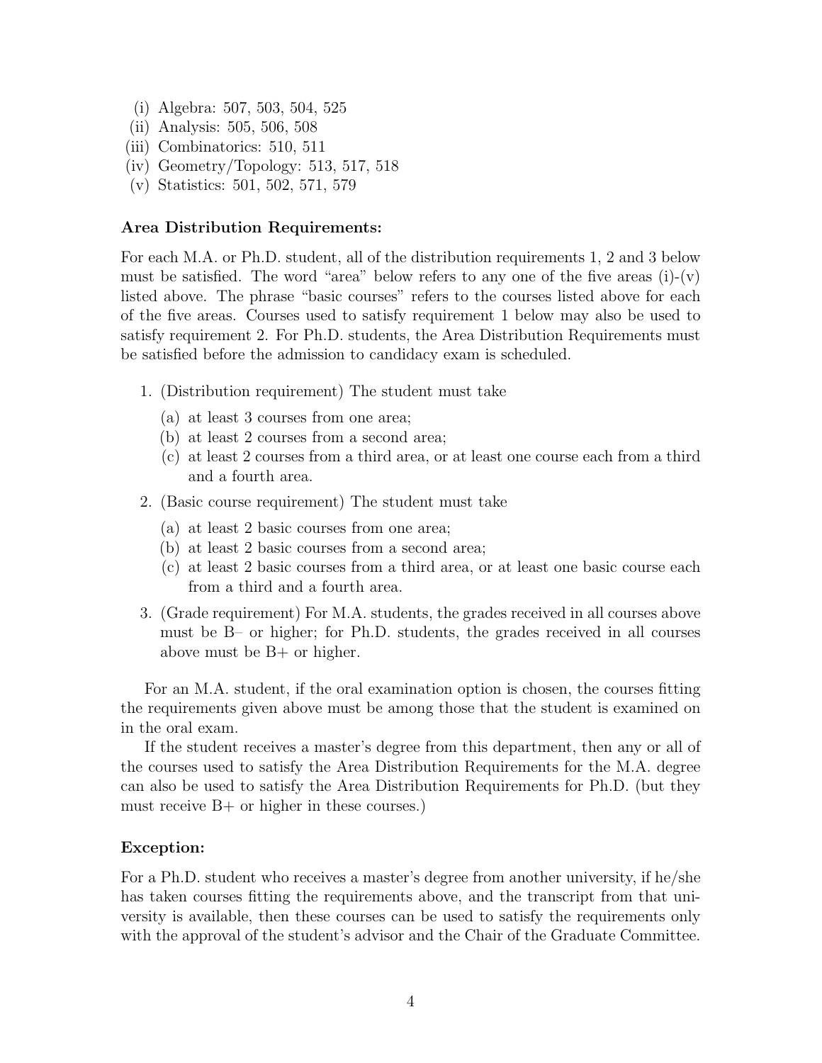(i) Algebra: 507, 503, 504, 525
(ii) Analysis: 505, 506, 508
(iii) Combinatorics: 510, 511
(iv) Geometry/Topology: 513, 517, 518
(v) Statistics: 501, 502, 571, 579

**Area Distribution Requirements:**

For each M.A. or Ph.D. student, all of the distribution requirements 1, 2 and 3 below must be satisfied. The word "area" below refers to any one of the five areas (i)-(v) listed above. The phrase "basic courses" refers to the courses listed above for each of the five areas. Courses used to satisfy requirement 1 below may also be used to satisfy requirement 2. For Ph.D. students, the Area Distribution Requirements must be satisfied before the admission to candidacy exam is scheduled.

1. (Distribution requirement) The student must take
   (a) at least 3 courses from one area;
   (b) at least 2 courses from a second area;
   (c) at least 2 courses from a third area, or at least one course each from a third and a fourth area.
2. (Basic course requirement) The student must take
   (a) at least 2 basic courses from one area;
   (b) at least 2 basic courses from a second area;
   (c) at least 2 basic courses from a third area, or at least one basic course each from a third and a fourth area.
3. (Grade requirement) For M.A. students, the grades received in all courses above must be B– or higher; for Ph.D. students, the grades received in all courses above must be B+ or higher.

For an M.A. student, if the oral examination option is chosen, the courses fitting the requirements given above must be among those that the student is examined on in the oral exam.

If the student receives a master's degree from this department, then any or all of the courses used to satisfy the Area Distribution Requirements for the M.A. degree can also be used to satisfy the Area Distribution Requirements for Ph.D. (but they must receive B+ or higher in these courses.)

**Exception:**

For a Ph.D. student who receives a master's degree from another university, if he/she has taken courses fitting the requirements above, and the transcript from that university is available, then these courses can be used to satisfy the requirements only with the approval of the student's advisor and the Chair of the Graduate Committee.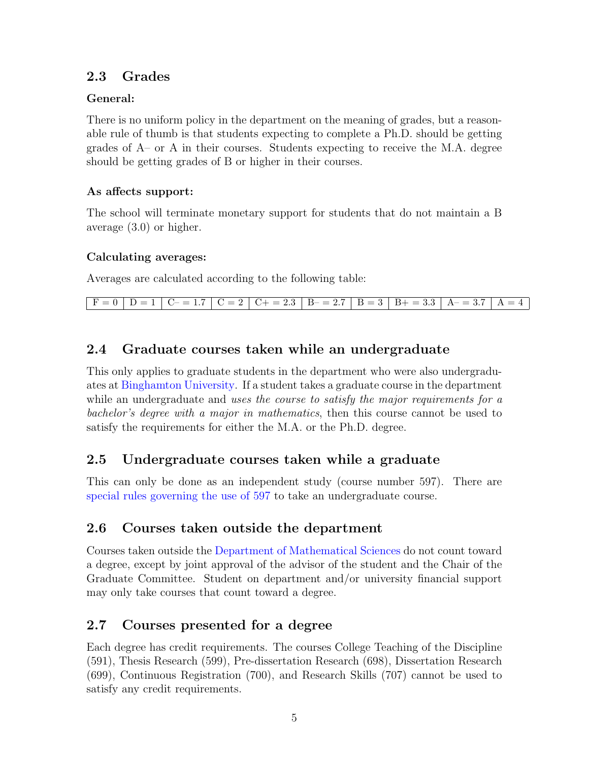## 2.3 Grades

### General:

There is no uniform policy in the department on the meaning of grades, but a reasonable rule of thumb is that students expecting to complete a Ph.D. should be getting grades of A– or A in their courses. Students expecting to receive the M.A. degree should be getting grades of B or higher in their courses.

### As affects support:

The school will terminate monetary support for students that do not maintain a B average (3.0) or higher.

### Calculating averages:

Averages are calculated according to the following table:

| F = 0 | D = 1 | C– = 1.7 | C = 2 | C+ = 2.3 | B– = 2.7 | B = 3 | B+ = 3.3 | A– = 3.7 | A = 4 |
|---|---|---|---|---|---|---|---|---|---|

## 2.4 Graduate courses taken while an undergraduate

This only applies to graduate students in the department who were also undergraduates at Binghamton University. If a student takes a graduate course in the department while an undergraduate and *uses the course to satisfy the major requirements for a bachelor's degree with a major in mathematics*, then this course cannot be used to satisfy the requirements for either the M.A. or the Ph.D. degree.

## 2.5 Undergraduate courses taken while a graduate

This can only be done as an independent study (course number 597). There are special rules governing the use of 597 to take an undergraduate course.

## 2.6 Courses taken outside the department

Courses taken outside the Department of Mathematical Sciences do not count toward a degree, except by joint approval of the advisor of the student and the Chair of the Graduate Committee. Student on department and/or university financial support may only take courses that count toward a degree.

## 2.7 Courses presented for a degree

Each degree has credit requirements. The courses College Teaching of the Discipline (591), Thesis Research (599), Pre-dissertation Research (698), Dissertation Research (699), Continuous Registration (700), and Research Skills (707) cannot be used to satisfy any credit requirements.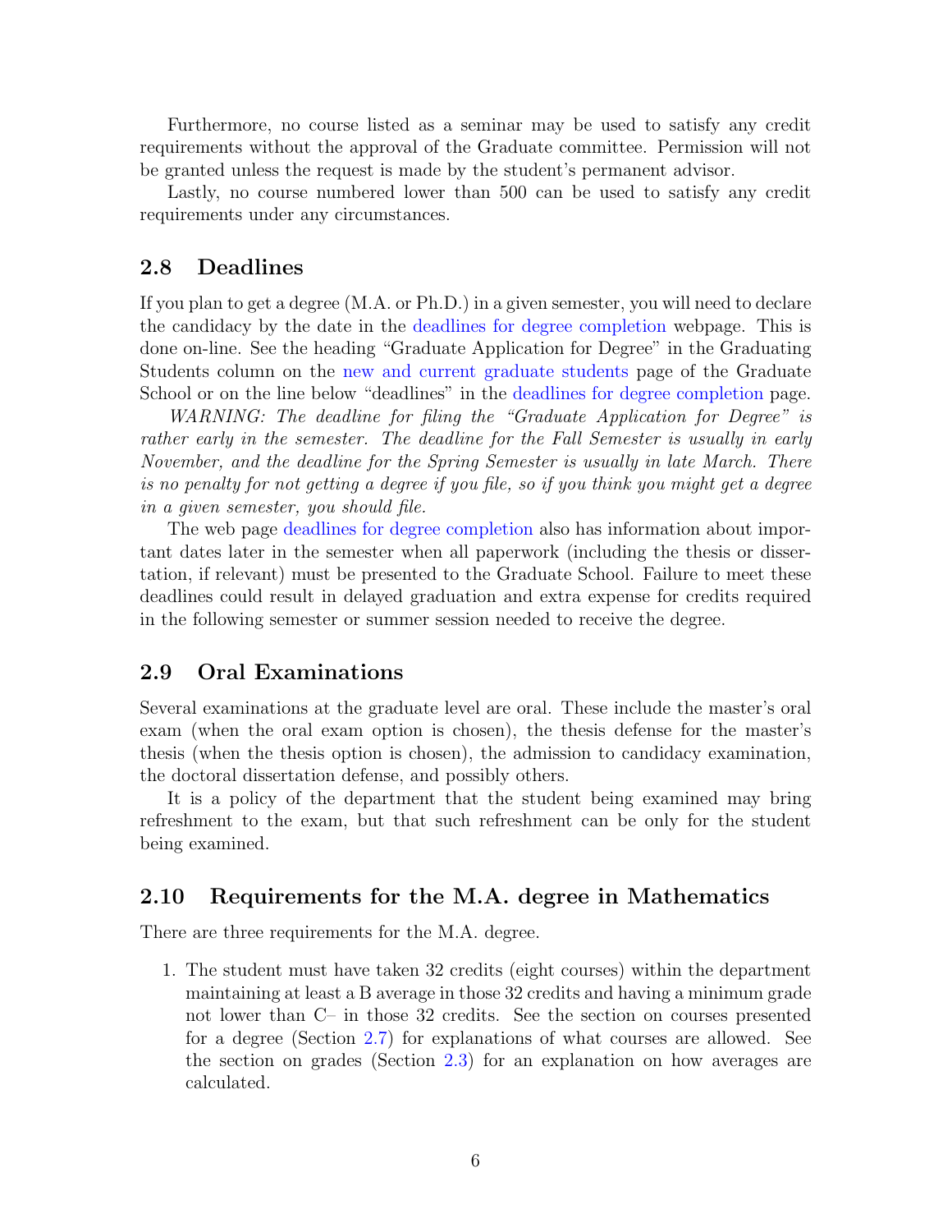Furthermore, no course listed as a seminar may be used to satisfy any credit requirements without the approval of the Graduate committee. Permission will not be granted unless the request is made by the student's permanent advisor.

Lastly, no course numbered lower than 500 can be used to satisfy any credit requirements under any circumstances.

## 2.8 Deadlines

If you plan to get a degree (M.A. or Ph.D.) in a given semester, you will need to declare the candidacy by the date in the deadlines for degree completion webpage. This is done on-line. See the heading "Graduate Application for Degree" in the Graduating Students column on the new and current graduate students page of the Graduate School or on the line below "deadlines" in the deadlines for degree completion page.

*WARNING: The deadline for filing the "Graduate Application for Degree" is rather early in the semester. The deadline for the Fall Semester is usually in early November, and the deadline for the Spring Semester is usually in late March. There is no penalty for not getting a degree if you file, so if you think you might get a degree in a given semester, you should file.*

The web page deadlines for degree completion also has information about important dates later in the semester when all paperwork (including the thesis or dissertation, if relevant) must be presented to the Graduate School. Failure to meet these deadlines could result in delayed graduation and extra expense for credits required in the following semester or summer session needed to receive the degree.

## 2.9 Oral Examinations

Several examinations at the graduate level are oral. These include the master's oral exam (when the oral exam option is chosen), the thesis defense for the master's thesis (when the thesis option is chosen), the admission to candidacy examination, the doctoral dissertation defense, and possibly others.

It is a policy of the department that the student being examined may bring refreshment to the exam, but that such refreshment can be only for the student being examined.

## 2.10 Requirements for the M.A. degree in Mathematics

There are three requirements for the M.A. degree.

1. The student must have taken 32 credits (eight courses) within the department maintaining at least a B average in those 32 credits and having a minimum grade not lower than C– in those 32 credits. See the section on courses presented for a degree (Section 2.7) for explanations of what courses are allowed. See the section on grades (Section 2.3) for an explanation on how averages are calculated.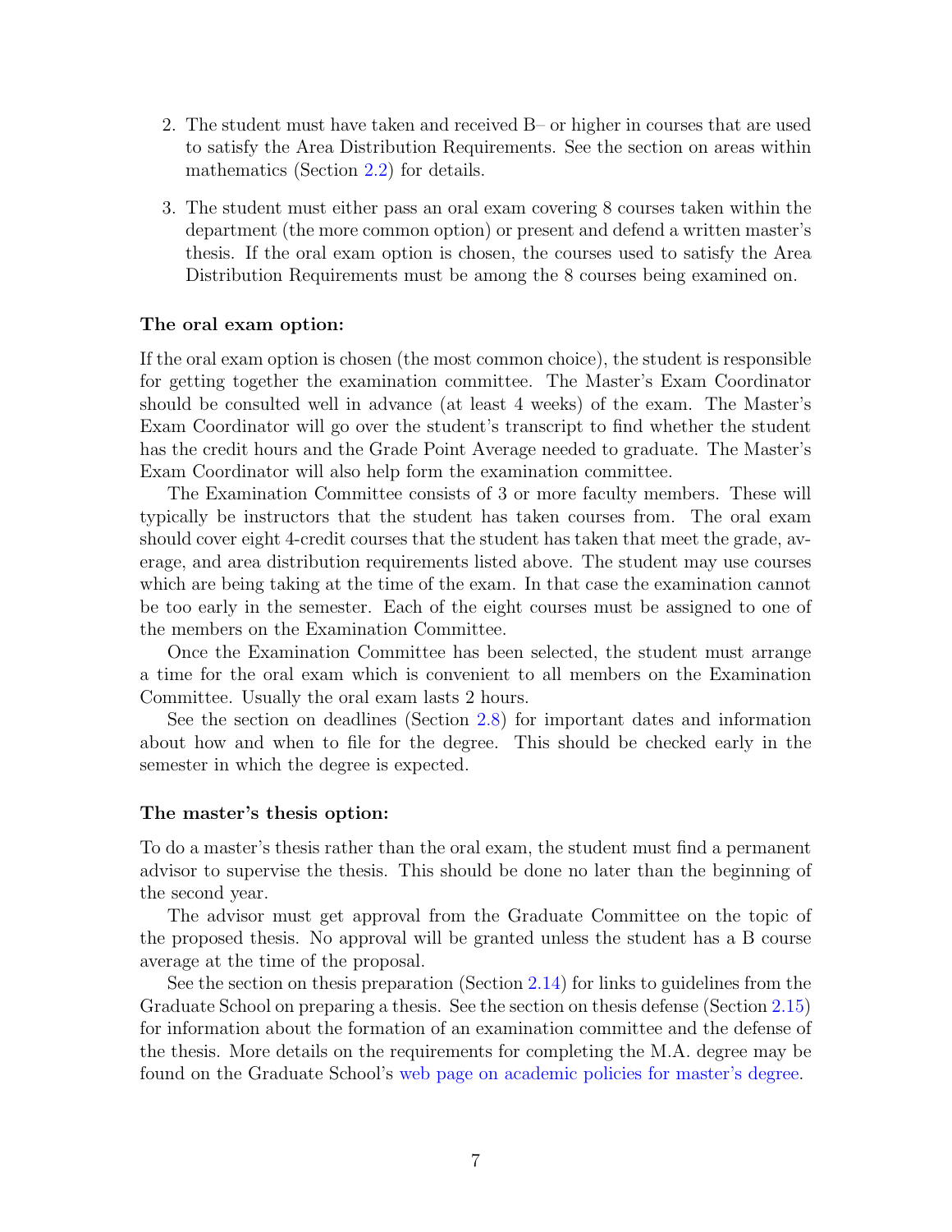2. The student must have taken and received B– or higher in courses that are used to satisfy the Area Distribution Requirements. See the section on areas within mathematics (Section 2.2) for details.

3. The student must either pass an oral exam covering 8 courses taken within the department (the more common option) or present and defend a written master's thesis. If the oral exam option is chosen, the courses used to satisfy the Area Distribution Requirements must be among the 8 courses being examined on.

**The oral exam option:**

If the oral exam option is chosen (the most common choice), the student is responsible for getting together the examination committee. The Master's Exam Coordinator should be consulted well in advance (at least 4 weeks) of the exam. The Master's Exam Coordinator will go over the student's transcript to find whether the student has the credit hours and the Grade Point Average needed to graduate. The Master's Exam Coordinator will also help form the examination committee.

The Examination Committee consists of 3 or more faculty members. These will typically be instructors that the student has taken courses from. The oral exam should cover eight 4-credit courses that the student has taken that meet the grade, average, and area distribution requirements listed above. The student may use courses which are being taking at the time of the exam. In that case the examination cannot be too early in the semester. Each of the eight courses must be assigned to one of the members on the Examination Committee.

Once the Examination Committee has been selected, the student must arrange a time for the oral exam which is convenient to all members on the Examination Committee. Usually the oral exam lasts 2 hours.

See the section on deadlines (Section 2.8) for important dates and information about how and when to file for the degree. This should be checked early in the semester in which the degree is expected.

**The master's thesis option:**

To do a master's thesis rather than the oral exam, the student must find a permanent advisor to supervise the thesis. This should be done no later than the beginning of the second year.

The advisor must get approval from the Graduate Committee on the topic of the proposed thesis. No approval will be granted unless the student has a B course average at the time of the proposal.

See the section on thesis preparation (Section 2.14) for links to guidelines from the Graduate School on preparing a thesis. See the section on thesis defense (Section 2.15) for information about the formation of an examination committee and the defense of the thesis. More details on the requirements for completing the M.A. degree may be found on the Graduate School's web page on academic policies for master's degree.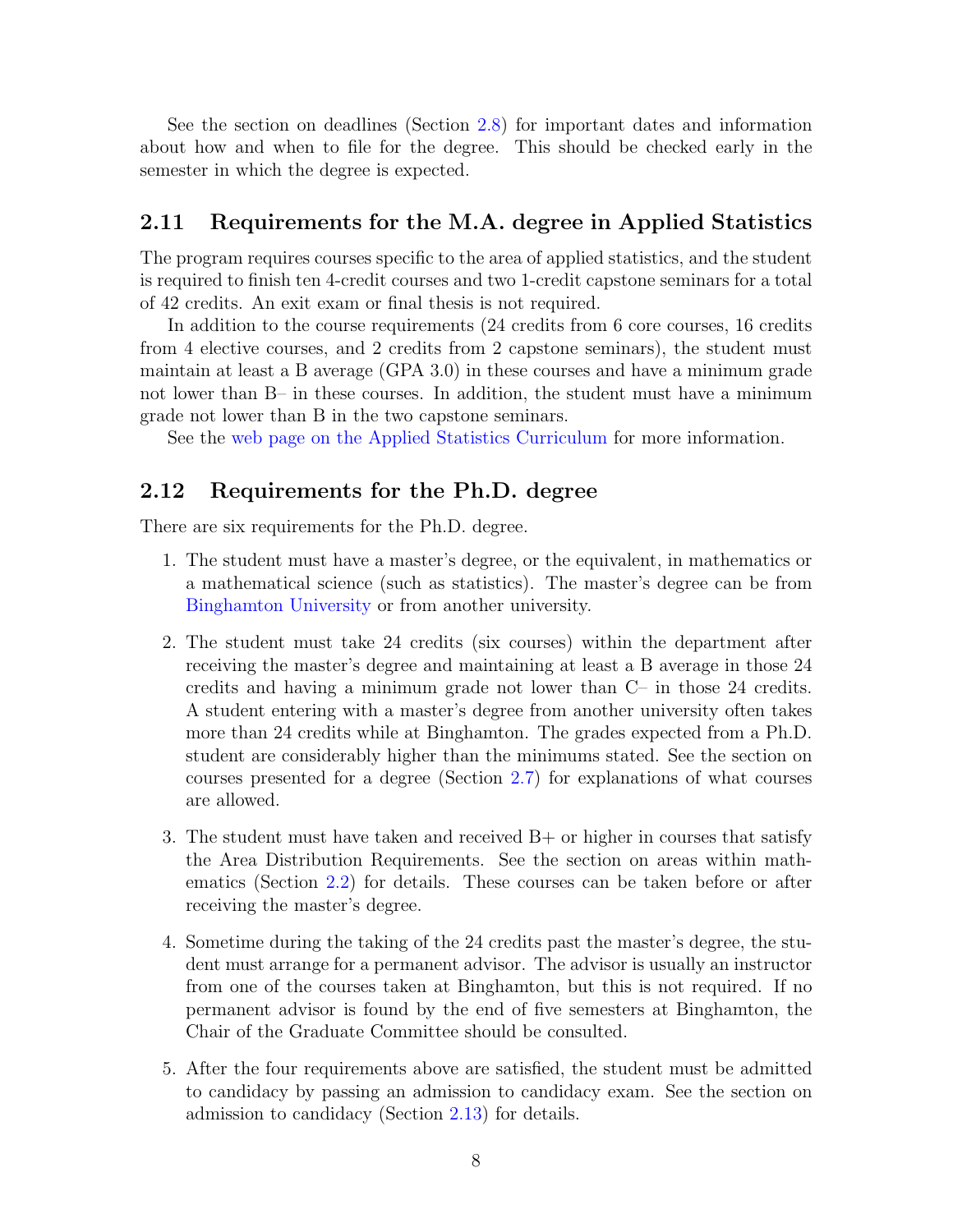See the section on deadlines (Section 2.8) for important dates and information about how and when to file for the degree. This should be checked early in the semester in which the degree is expected.

## 2.11 Requirements for the M.A. degree in Applied Statistics

The program requires courses specific to the area of applied statistics, and the student is required to finish ten 4-credit courses and two 1-credit capstone seminars for a total of 42 credits. An exit exam or final thesis is not required.

In addition to the course requirements (24 credits from 6 core courses, 16 credits from 4 elective courses, and 2 credits from 2 capstone seminars), the student must maintain at least a B average (GPA 3.0) in these courses and have a minimum grade not lower than B– in these courses. In addition, the student must have a minimum grade not lower than B in the two capstone seminars.

See the web page on the Applied Statistics Curriculum for more information.

## 2.12 Requirements for the Ph.D. degree

There are six requirements for the Ph.D. degree.

1. The student must have a master's degree, or the equivalent, in mathematics or a mathematical science (such as statistics). The master's degree can be from Binghamton University or from another university.

2. The student must take 24 credits (six courses) within the department after receiving the master's degree and maintaining at least a B average in those 24 credits and having a minimum grade not lower than C– in those 24 credits. A student entering with a master's degree from another university often takes more than 24 credits while at Binghamton. The grades expected from a Ph.D. student are considerably higher than the minimums stated. See the section on courses presented for a degree (Section 2.7) for explanations of what courses are allowed.

3. The student must have taken and received B+ or higher in courses that satisfy the Area Distribution Requirements. See the section on areas within mathematics (Section 2.2) for details. These courses can be taken before or after receiving the master's degree.

4. Sometime during the taking of the 24 credits past the master's degree, the student must arrange for a permanent advisor. The advisor is usually an instructor from one of the courses taken at Binghamton, but this is not required. If no permanent advisor is found by the end of five semesters at Binghamton, the Chair of the Graduate Committee should be consulted.

5. After the four requirements above are satisfied, the student must be admitted to candidacy by passing an admission to candidacy exam. See the section on admission to candidacy (Section 2.13) for details.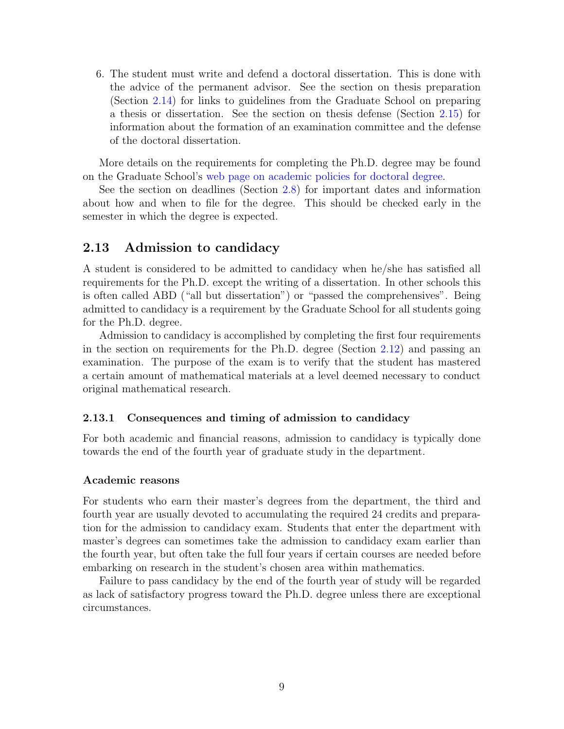6. The student must write and defend a doctoral dissertation. This is done with the advice of the permanent advisor. See the section on thesis preparation (Section 2.14) for links to guidelines from the Graduate School on preparing a thesis or dissertation. See the section on thesis defense (Section 2.15) for information about the formation of an examination committee and the defense of the doctoral dissertation.

More details on the requirements for completing the Ph.D. degree may be found on the Graduate School's web page on academic policies for doctoral degree.

See the section on deadlines (Section 2.8) for important dates and information about how and when to file for the degree. This should be checked early in the semester in which the degree is expected.

## 2.13 Admission to candidacy

A student is considered to be admitted to candidacy when he/she has satisfied all requirements for the Ph.D. except the writing of a dissertation. In other schools this is often called ABD ("all but dissertation") or "passed the comprehensives". Being admitted to candidacy is a requirement by the Graduate School for all students going for the Ph.D. degree.

Admission to candidacy is accomplished by completing the first four requirements in the section on requirements for the Ph.D. degree (Section 2.12) and passing an examination. The purpose of the exam is to verify that the student has mastered a certain amount of mathematical materials at a level deemed necessary to conduct original mathematical research.

### 2.13.1 Consequences and timing of admission to candidacy

For both academic and financial reasons, admission to candidacy is typically done towards the end of the fourth year of graduate study in the department.

#### Academic reasons

For students who earn their master's degrees from the department, the third and fourth year are usually devoted to accumulating the required 24 credits and preparation for the admission to candidacy exam. Students that enter the department with master's degrees can sometimes take the admission to candidacy exam earlier than the fourth year, but often take the full four years if certain courses are needed before embarking on research in the student's chosen area within mathematics.

Failure to pass candidacy by the end of the fourth year of study will be regarded as lack of satisfactory progress toward the Ph.D. degree unless there are exceptional circumstances.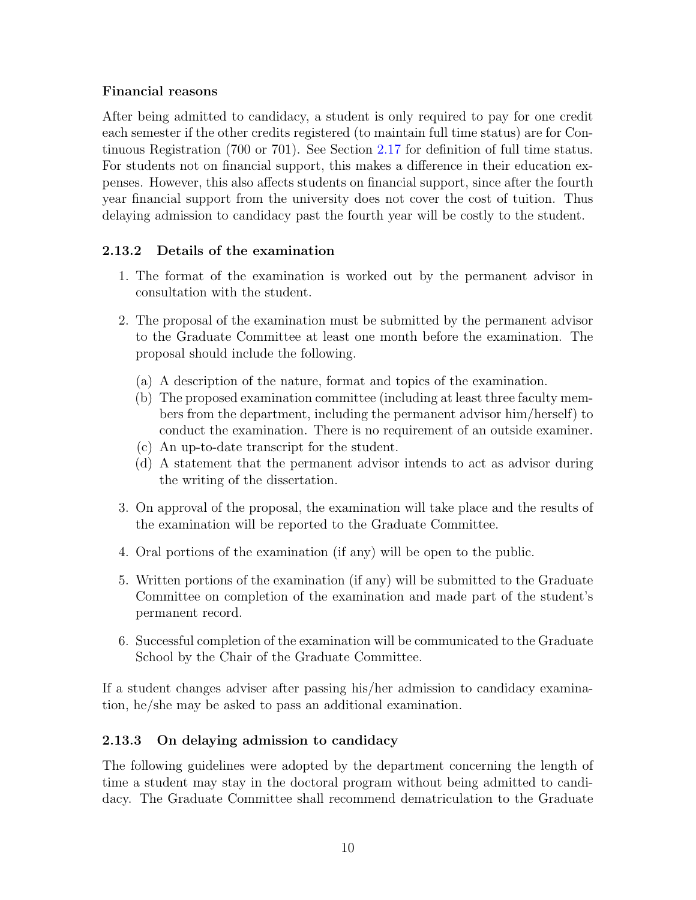**Financial reasons**

After being admitted to candidacy, a student is only required to pay for one credit each semester if the other credits registered (to maintain full time status) are for Continuous Registration (700 or 701). See Section 2.17 for definition of full time status. For students not on financial support, this makes a difference in their education expenses. However, this also affects students on financial support, since after the fourth year financial support from the university does not cover the cost of tuition. Thus delaying admission to candidacy past the fourth year will be costly to the student.

### 2.13.2 Details of the examination

1. The format of the examination is worked out by the permanent advisor in consultation with the student.

2. The proposal of the examination must be submitted by the permanent advisor to the Graduate Committee at least one month before the examination. The proposal should include the following.

   (a) A description of the nature, format and topics of the examination.
   (b) The proposed examination committee (including at least three faculty members from the department, including the permanent advisor him/herself) to conduct the examination. There is no requirement of an outside examiner.
   (c) An up-to-date transcript for the student.
   (d) A statement that the permanent advisor intends to act as advisor during the writing of the dissertation.

3. On approval of the proposal, the examination will take place and the results of the examination will be reported to the Graduate Committee.

4. Oral portions of the examination (if any) will be open to the public.

5. Written portions of the examination (if any) will be submitted to the Graduate Committee on completion of the examination and made part of the student's permanent record.

6. Successful completion of the examination will be communicated to the Graduate School by the Chair of the Graduate Committee.

If a student changes adviser after passing his/her admission to candidacy examination, he/she may be asked to pass an additional examination.

### 2.13.3 On delaying admission to candidacy

The following guidelines were adopted by the department concerning the length of time a student may stay in the doctoral program without being admitted to candidacy. The Graduate Committee shall recommend dematriculation to the Graduate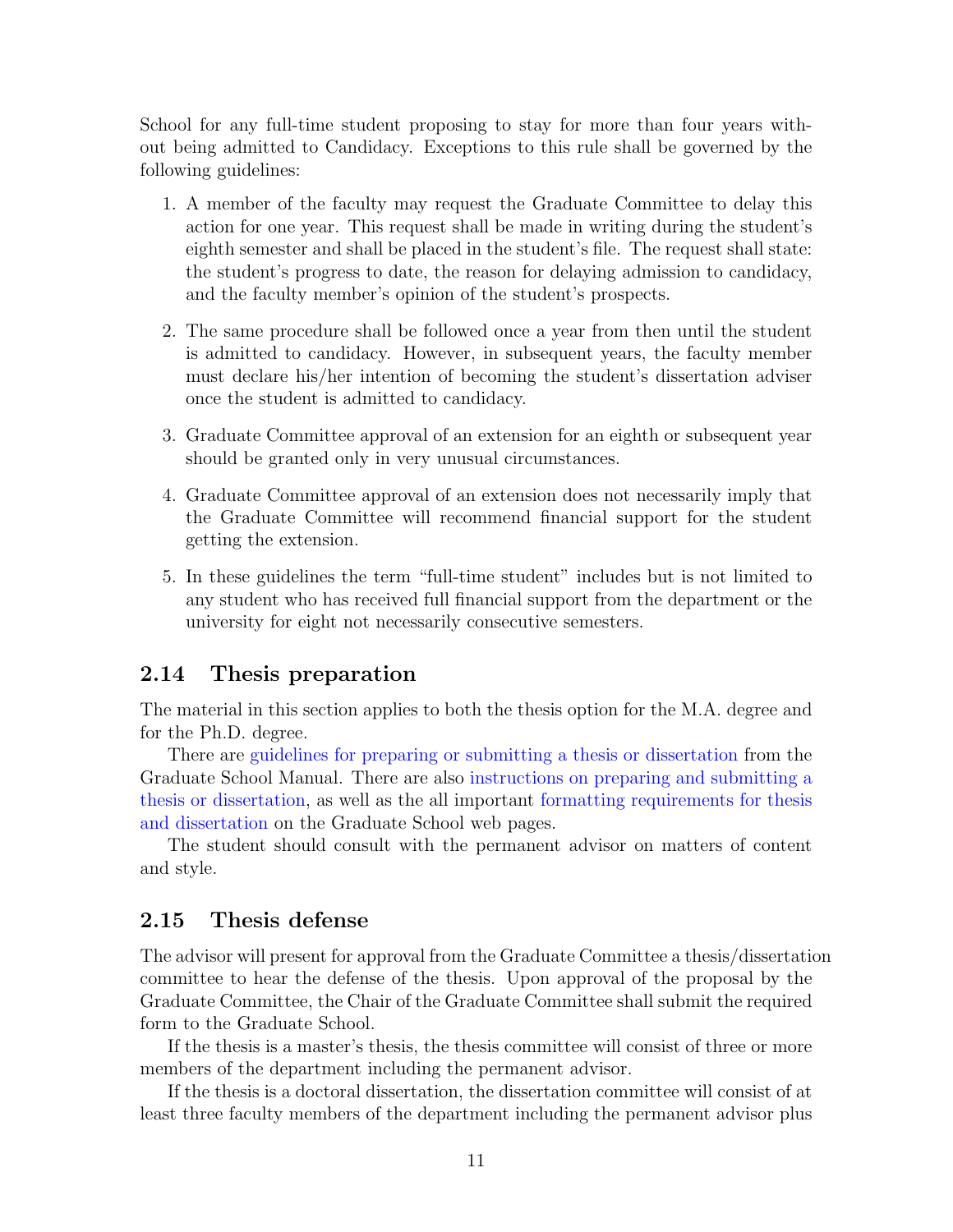School for any full-time student proposing to stay for more than four years without being admitted to Candidacy. Exceptions to this rule shall be governed by the following guidelines:

1. A member of the faculty may request the Graduate Committee to delay this action for one year. This request shall be made in writing during the student's eighth semester and shall be placed in the student's file. The request shall state: the student's progress to date, the reason for delaying admission to candidacy, and the faculty member's opinion of the student's prospects.

2. The same procedure shall be followed once a year from then until the student is admitted to candidacy. However, in subsequent years, the faculty member must declare his/her intention of becoming the student's dissertation adviser once the student is admitted to candidacy.

3. Graduate Committee approval of an extension for an eighth or subsequent year should be granted only in very unusual circumstances.

4. Graduate Committee approval of an extension does not necessarily imply that the Graduate Committee will recommend financial support for the student getting the extension.

5. In these guidelines the term "full-time student" includes but is not limited to any student who has received full financial support from the department or the university for eight not necessarily consecutive semesters.

## 2.14 Thesis preparation

The material in this section applies to both the thesis option for the M.A. degree and for the Ph.D. degree.

There are guidelines for preparing or submitting a thesis or dissertation from the Graduate School Manual. There are also instructions on preparing and submitting a thesis or dissertation, as well as the all important formatting requirements for thesis and dissertation on the Graduate School web pages.

The student should consult with the permanent advisor on matters of content and style.

## 2.15 Thesis defense

The advisor will present for approval from the Graduate Committee a thesis/dissertation committee to hear the defense of the thesis. Upon approval of the proposal by the Graduate Committee, the Chair of the Graduate Committee shall submit the required form to the Graduate School.

If the thesis is a master's thesis, the thesis committee will consist of three or more members of the department including the permanent advisor.

If the thesis is a doctoral dissertation, the dissertation committee will consist of at least three faculty members of the department including the permanent advisor plus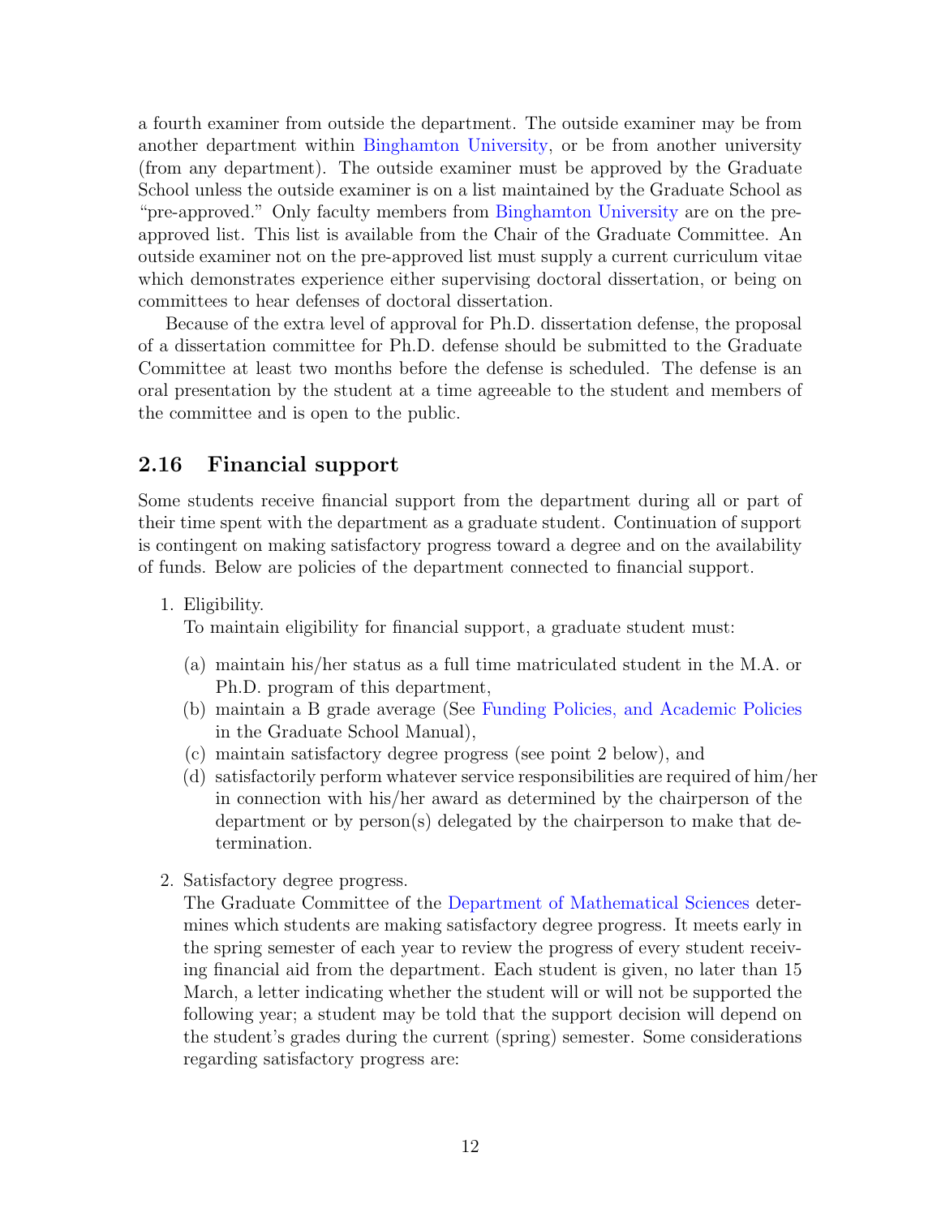a fourth examiner from outside the department. The outside examiner may be from another department within Binghamton University, or be from another university (from any department). The outside examiner must be approved by the Graduate School unless the outside examiner is on a list maintained by the Graduate School as "pre-approved." Only faculty members from Binghamton University are on the pre-approved list. This list is available from the Chair of the Graduate Committee. An outside examiner not on the pre-approved list must supply a current curriculum vitae which demonstrates experience either supervising doctoral dissertation, or being on committees to hear defenses of doctoral dissertation.

Because of the extra level of approval for Ph.D. dissertation defense, the proposal of a dissertation committee for Ph.D. defense should be submitted to the Graduate Committee at least two months before the defense is scheduled. The defense is an oral presentation by the student at a time agreeable to the student and members of the committee and is open to the public.

## 2.16 Financial support

Some students receive financial support from the department during all or part of their time spent with the department as a graduate student. Continuation of support is contingent on making satisfactory progress toward a degree and on the availability of funds. Below are policies of the department connected to financial support.

1. Eligibility.
   To maintain eligibility for financial support, a graduate student must:

   (a) maintain his/her status as a full time matriculated student in the M.A. or Ph.D. program of this department,

   (b) maintain a B grade average (See Funding Policies, and Academic Policies in the Graduate School Manual),

   (c) maintain satisfactory degree progress (see point 2 below), and

   (d) satisfactorily perform whatever service responsibilities are required of him/her in connection with his/her award as determined by the chairperson of the department or by person(s) delegated by the chairperson to make that determination.

2. Satisfactory degree progress.
   The Graduate Committee of the Department of Mathematical Sciences determines which students are making satisfactory degree progress. It meets early in the spring semester of each year to review the progress of every student receiving financial aid from the department. Each student is given, no later than 15 March, a letter indicating whether the student will or will not be supported the following year; a student may be told that the support decision will depend on the student's grades during the current (spring) semester. Some considerations regarding satisfactory progress are: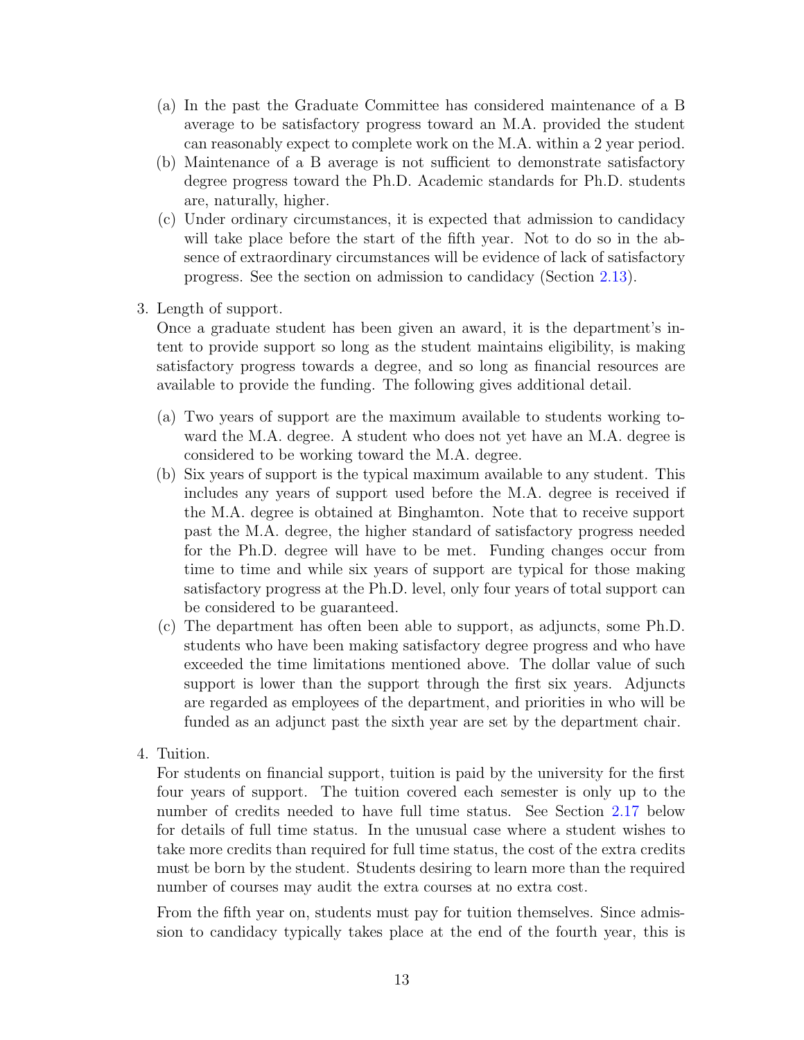(a) In the past the Graduate Committee has considered maintenance of a B average to be satisfactory progress toward an M.A. provided the student can reasonably expect to complete work on the M.A. within a 2 year period.
   (b) Maintenance of a B average is not sufficient to demonstrate satisfactory degree progress toward the Ph.D. Academic standards for Ph.D. students are, naturally, higher.
   (c) Under ordinary circumstances, it is expected that admission to candidacy will take place before the start of the fifth year. Not to do so in the absence of extraordinary circumstances will be evidence of lack of satisfactory progress. See the section on admission to candidacy (Section 2.13).

3. Length of support.

   Once a graduate student has been given an award, it is the department's intent to provide support so long as the student maintains eligibility, is making satisfactory progress towards a degree, and so long as financial resources are available to provide the funding. The following gives additional detail.

   (a) Two years of support are the maximum available to students working toward the M.A. degree. A student who does not yet have an M.A. degree is considered to be working toward the M.A. degree.
   (b) Six years of support is the typical maximum available to any student. This includes any years of support used before the M.A. degree is received if the M.A. degree is obtained at Binghamton. Note that to receive support past the M.A. degree, the higher standard of satisfactory progress needed for the Ph.D. degree will have to be met. Funding changes occur from time to time and while six years of support are typical for those making satisfactory progress at the Ph.D. level, only four years of total support can be considered to be guaranteed.
   (c) The department has often been able to support, as adjuncts, some Ph.D. students who have been making satisfactory degree progress and who have exceeded the time limitations mentioned above. The dollar value of such support is lower than the support through the first six years. Adjuncts are regarded as employees of the department, and priorities in who will be funded as an adjunct past the sixth year are set by the department chair.

4. Tuition.

   For students on financial support, tuition is paid by the university for the first four years of support. The tuition covered each semester is only up to the number of credits needed to have full time status. See Section 2.17 below for details of full time status. In the unusual case where a student wishes to take more credits than required for full time status, the cost of the extra credits must be born by the student. Students desiring to learn more than the required number of courses may audit the extra courses at no extra cost.

   From the fifth year on, students must pay for tuition themselves. Since admission to candidacy typically takes place at the end of the fourth year, this is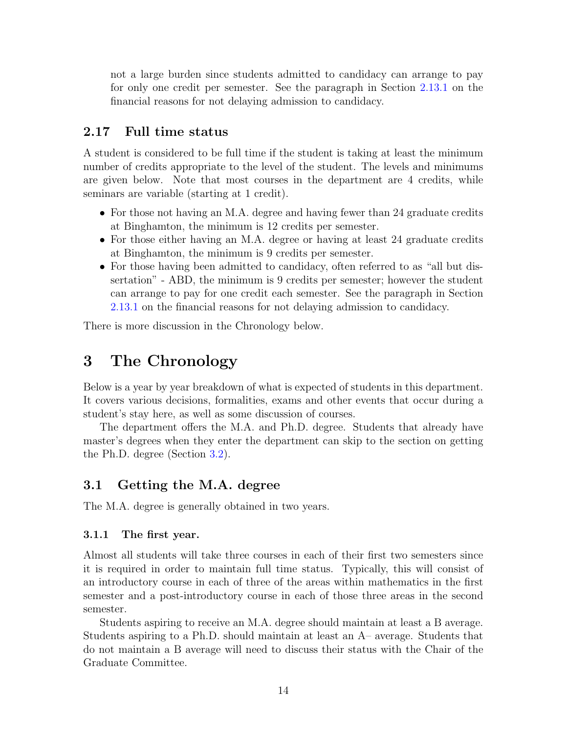not a large burden since students admitted to candidacy can arrange to pay for only one credit per semester. See the paragraph in Section 2.13.1 on the financial reasons for not delaying admission to candidacy.

## 2.17 Full time status

A student is considered to be full time if the student is taking at least the minimum number of credits appropriate to the level of the student. The levels and minimums are given below. Note that most courses in the department are 4 credits, while seminars are variable (starting at 1 credit).

- For those not having an M.A. degree and having fewer than 24 graduate credits at Binghamton, the minimum is 12 credits per semester.
- For those either having an M.A. degree or having at least 24 graduate credits at Binghamton, the minimum is 9 credits per semester.
- For those having been admitted to candidacy, often referred to as "all but dissertation" - ABD, the minimum is 9 credits per semester; however the student can arrange to pay for one credit each semester. See the paragraph in Section 2.13.1 on the financial reasons for not delaying admission to candidacy.

There is more discussion in the Chronology below.

# 3 The Chronology

Below is a year by year breakdown of what is expected of students in this department. It covers various decisions, formalities, exams and other events that occur during a student's stay here, as well as some discussion of courses.

The department offers the M.A. and Ph.D. degree. Students that already have master's degrees when they enter the department can skip to the section on getting the Ph.D. degree (Section 3.2).

## 3.1 Getting the M.A. degree

The M.A. degree is generally obtained in two years.

### 3.1.1 The first year.

Almost all students will take three courses in each of their first two semesters since it is required in order to maintain full time status. Typically, this will consist of an introductory course in each of three of the areas within mathematics in the first semester and a post-introductory course in each of those three areas in the second semester.

Students aspiring to receive an M.A. degree should maintain at least a B average. Students aspiring to a Ph.D. should maintain at least an A– average. Students that do not maintain a B average will need to discuss their status with the Chair of the Graduate Committee.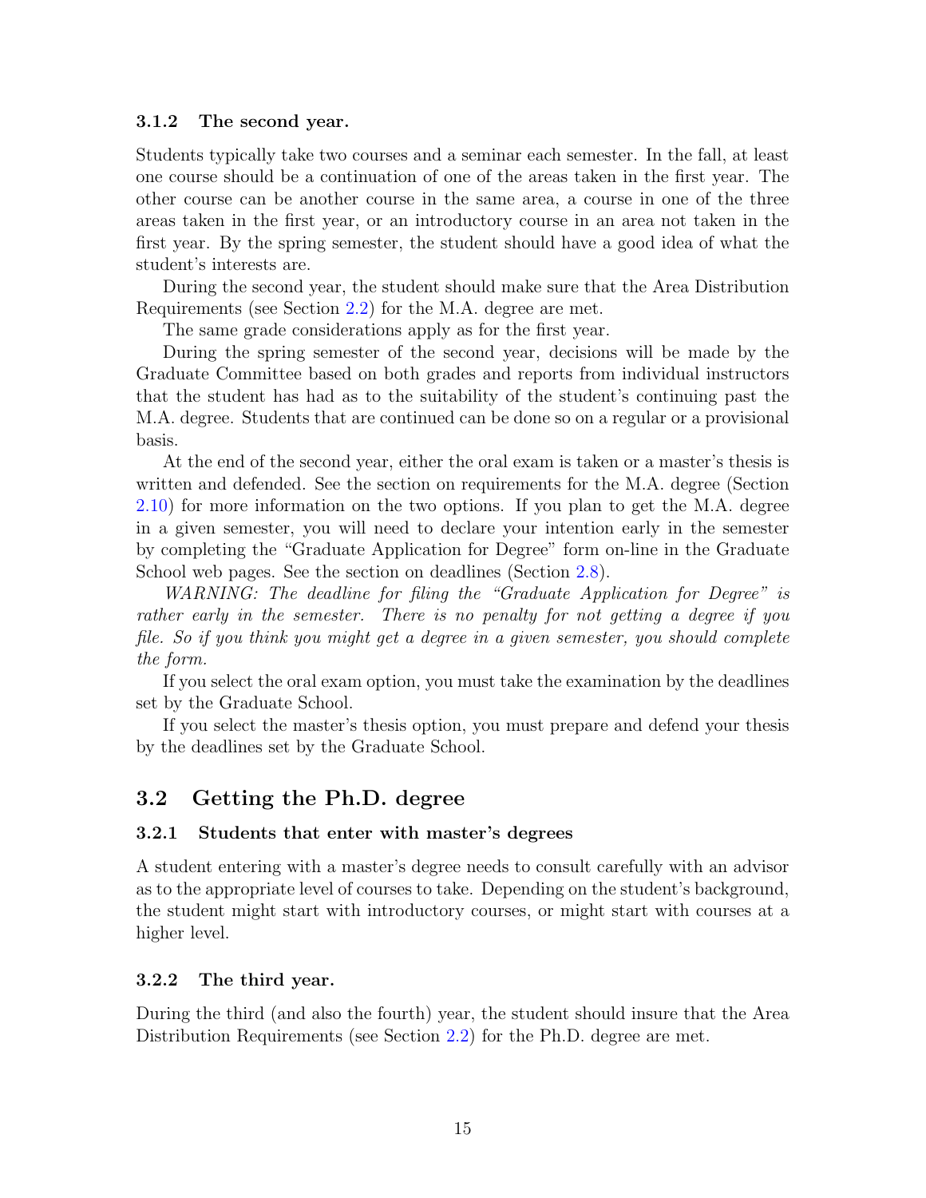### 3.1.2 The second year.

Students typically take two courses and a seminar each semester. In the fall, at least one course should be a continuation of one of the areas taken in the first year. The other course can be another course in the same area, a course in one of the three areas taken in the first year, or an introductory course in an area not taken in the first year. By the spring semester, the student should have a good idea of what the student's interests are.

During the second year, the student should make sure that the Area Distribution Requirements (see Section 2.2) for the M.A. degree are met.

The same grade considerations apply as for the first year.

During the spring semester of the second year, decisions will be made by the Graduate Committee based on both grades and reports from individual instructors that the student has had as to the suitability of the student's continuing past the M.A. degree. Students that are continued can be done so on a regular or a provisional basis.

At the end of the second year, either the oral exam is taken or a master's thesis is written and defended. See the section on requirements for the M.A. degree (Section 2.10) for more information on the two options. If you plan to get the M.A. degree in a given semester, you will need to declare your intention early in the semester by completing the "Graduate Application for Degree" form on-line in the Graduate School web pages. See the section on deadlines (Section 2.8).

*WARNING: The deadline for filing the "Graduate Application for Degree" is rather early in the semester. There is no penalty for not getting a degree if you file. So if you think you might get a degree in a given semester, you should complete the form.*

If you select the oral exam option, you must take the examination by the deadlines set by the Graduate School.

If you select the master's thesis option, you must prepare and defend your thesis by the deadlines set by the Graduate School.

## 3.2 Getting the Ph.D. degree

### 3.2.1 Students that enter with master's degrees

A student entering with a master's degree needs to consult carefully with an advisor as to the appropriate level of courses to take. Depending on the student's background, the student might start with introductory courses, or might start with courses at a higher level.

### 3.2.2 The third year.

During the third (and also the fourth) year, the student should insure that the Area Distribution Requirements (see Section 2.2) for the Ph.D. degree are met.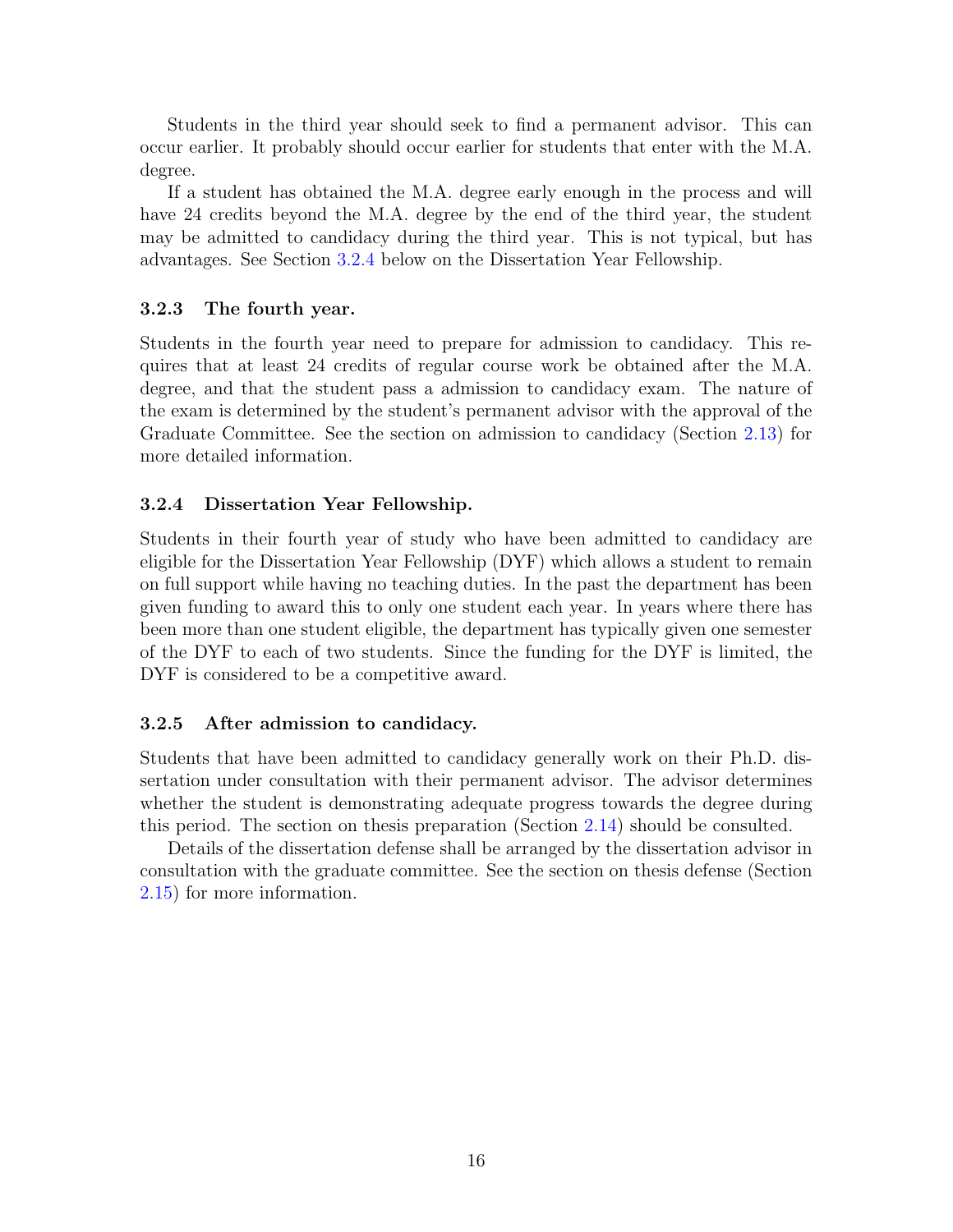Students in the third year should seek to find a permanent advisor. This can occur earlier. It probably should occur earlier for students that enter with the M.A. degree.

If a student has obtained the M.A. degree early enough in the process and will have 24 credits beyond the M.A. degree by the end of the third year, the student may be admitted to candidacy during the third year. This is not typical, but has advantages. See Section 3.2.4 below on the Dissertation Year Fellowship.

### 3.2.3 The fourth year.

Students in the fourth year need to prepare for admission to candidacy. This requires that at least 24 credits of regular course work be obtained after the M.A. degree, and that the student pass a admission to candidacy exam. The nature of the exam is determined by the student's permanent advisor with the approval of the Graduate Committee. See the section on admission to candidacy (Section 2.13) for more detailed information.

### 3.2.4 Dissertation Year Fellowship.

Students in their fourth year of study who have been admitted to candidacy are eligible for the Dissertation Year Fellowship (DYF) which allows a student to remain on full support while having no teaching duties. In the past the department has been given funding to award this to only one student each year. In years where there has been more than one student eligible, the department has typically given one semester of the DYF to each of two students. Since the funding for the DYF is limited, the DYF is considered to be a competitive award.

### 3.2.5 After admission to candidacy.

Students that have been admitted to candidacy generally work on their Ph.D. dissertation under consultation with their permanent advisor. The advisor determines whether the student is demonstrating adequate progress towards the degree during this period. The section on thesis preparation (Section 2.14) should be consulted.

Details of the dissertation defense shall be arranged by the dissertation advisor in consultation with the graduate committee. See the section on thesis defense (Section 2.15) for more information.